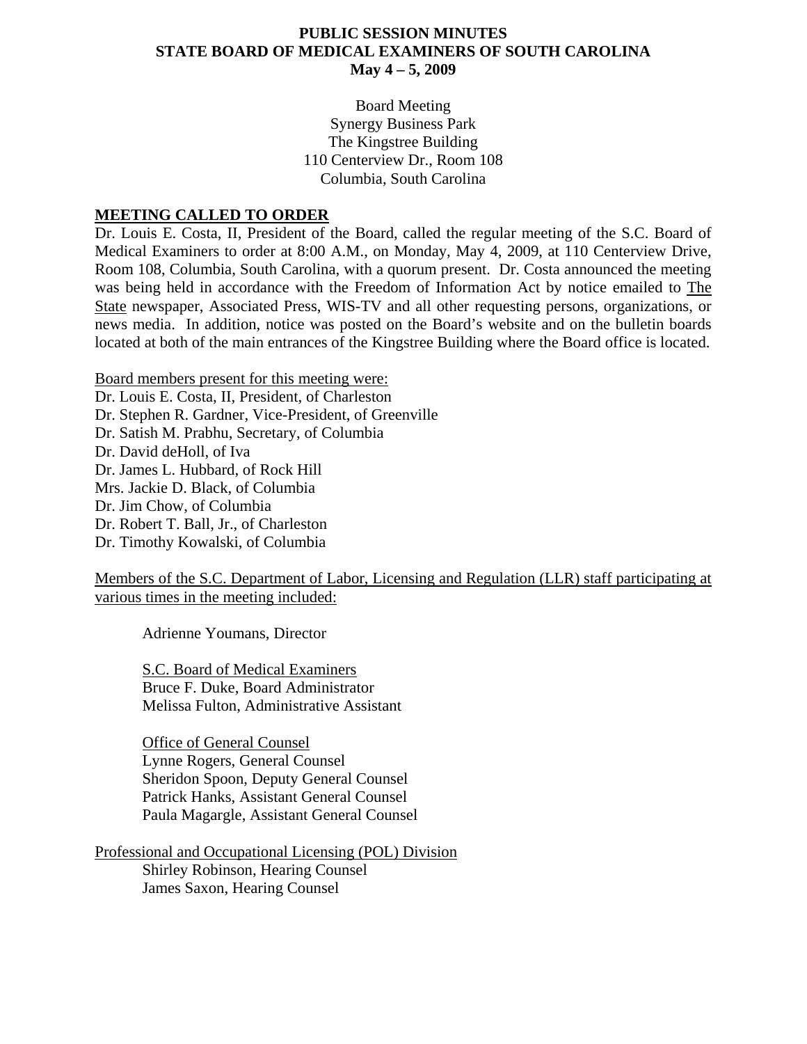# PUBLIC SESSION MINUTES
# STATE BOARD OF MEDICAL EXAMINERS OF SOUTH CAROLINA
# May 4 – 5, 2009

Board Meeting
Synergy Business Park
The Kingstree Building
110 Centerview Dr., Room 108
Columbia, South Carolina

## MEETING CALLED TO ORDER

Dr. Louis E. Costa, II, President of the Board, called the regular meeting of the S.C. Board of Medical Examiners to order at 8:00 A.M., on Monday, May 4, 2009, at 110 Centerview Drive, Room 108, Columbia, South Carolina, with a quorum present. Dr. Costa announced the meeting was being held in accordance with the Freedom of Information Act by notice emailed to The State newspaper, Associated Press, WIS-TV and all other requesting persons, organizations, or news media. In addition, notice was posted on the Board's website and on the bulletin boards located at both of the main entrances of the Kingstree Building where the Board office is located.

Board members present for this meeting were:

Dr. Louis E. Costa, II, President, of Charleston
Dr. Stephen R. Gardner, Vice-President, of Greenville
Dr. Satish M. Prabhu, Secretary, of Columbia
Dr. David deHoll, of Iva
Dr. James L. Hubbard, of Rock Hill
Mrs. Jackie D. Black, of Columbia
Dr. Jim Chow, of Columbia
Dr. Robert T. Ball, Jr., of Charleston
Dr. Timothy Kowalski, of Columbia

Members of the S.C. Department of Labor, Licensing and Regulation (LLR) staff participating at various times in the meeting included:

Adrienne Youmans, Director

S.C. Board of Medical Examiners
Bruce F. Duke, Board Administrator
Melissa Fulton, Administrative Assistant

Office of General Counsel
Lynne Rogers, General Counsel
Sheridon Spoon, Deputy General Counsel
Patrick Hanks, Assistant General Counsel
Paula Magargle, Assistant General Counsel

Professional and Occupational Licensing (POL) Division
Shirley Robinson, Hearing Counsel
James Saxon, Hearing Counsel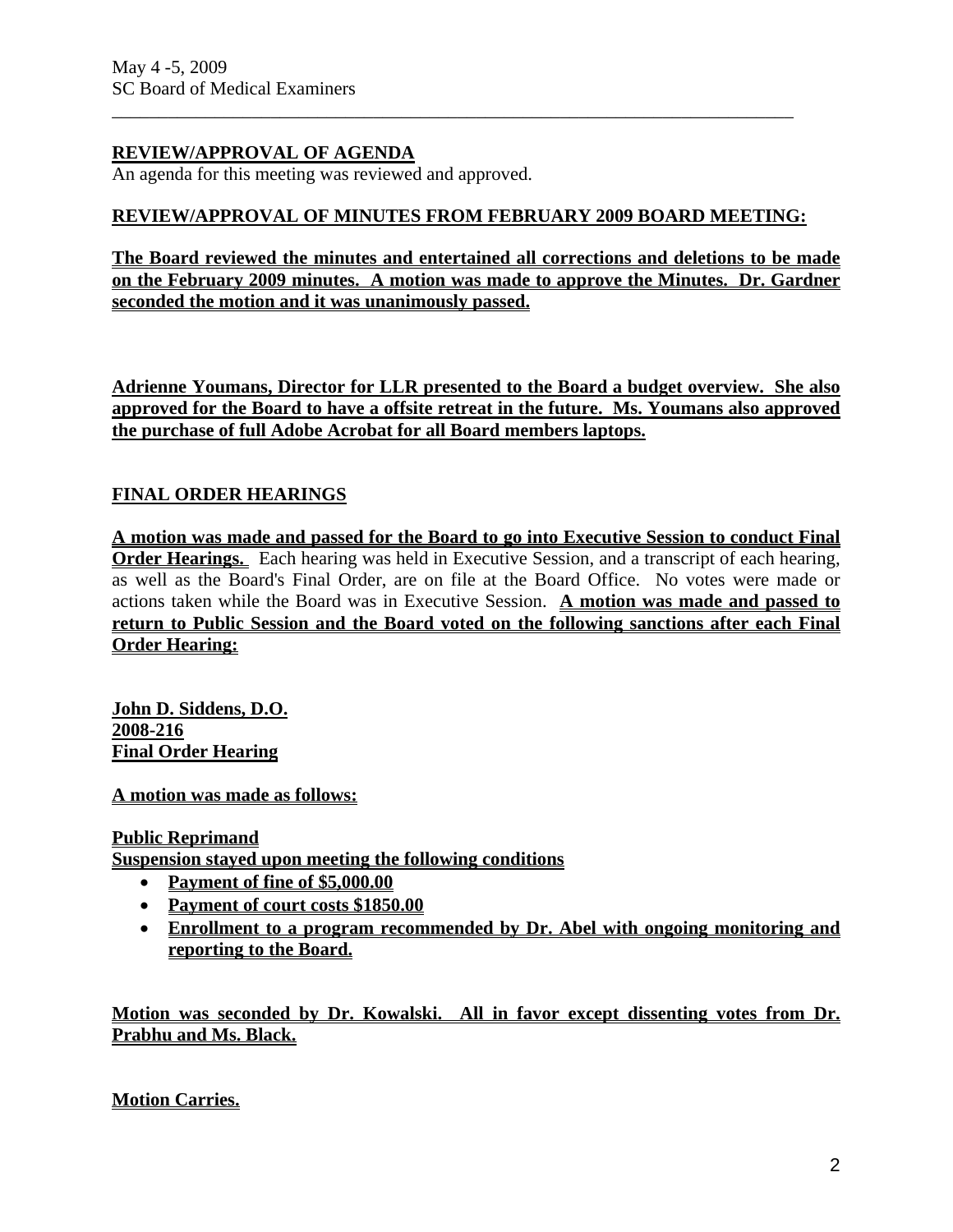**REVIEW/APPROVAL OF AGENDA**
An agenda for this meeting was reviewed and approved.

**REVIEW/APPROVAL OF MINUTES FROM FEBRUARY 2009 BOARD MEETING:**

**The Board reviewed the minutes and entertained all corrections and deletions to be made on the February 2009 minutes. A motion was made to approve the Minutes. Dr. Gardner seconded the motion and it was unanimously passed.**

**Adrienne Youmans, Director for LLR presented to the Board a budget overview. She also approved for the Board to have a offsite retreat in the future. Ms. Youmans also approved the purchase of full Adobe Acrobat for all Board members laptops.**

**FINAL ORDER HEARINGS**

**A motion was made and passed for the Board to go into Executive Session to conduct Final Order Hearings.** Each hearing was held in Executive Session, and a transcript of each hearing, as well as the Board's Final Order, are on file at the Board Office. No votes were made or actions taken while the Board was in Executive Session. **A motion was made and passed to return to Public Session and the Board voted on the following sanctions after each Final Order Hearing:**

**John D. Siddens, D.O.**
**2008-216**
**Final Order Hearing**

**A motion was made as follows:**

**Public Reprimand**
**Suspension stayed upon meeting the following conditions**

- **Payment of fine of $5,000.00**
- **Payment of court costs $1850.00**
- **Enrollment to a program recommended by Dr. Abel with ongoing monitoring and reporting to the Board.**

**Motion was seconded by Dr. Kowalski. All in favor except dissenting votes from Dr. Prabhu and Ms. Black.**

**Motion Carries.**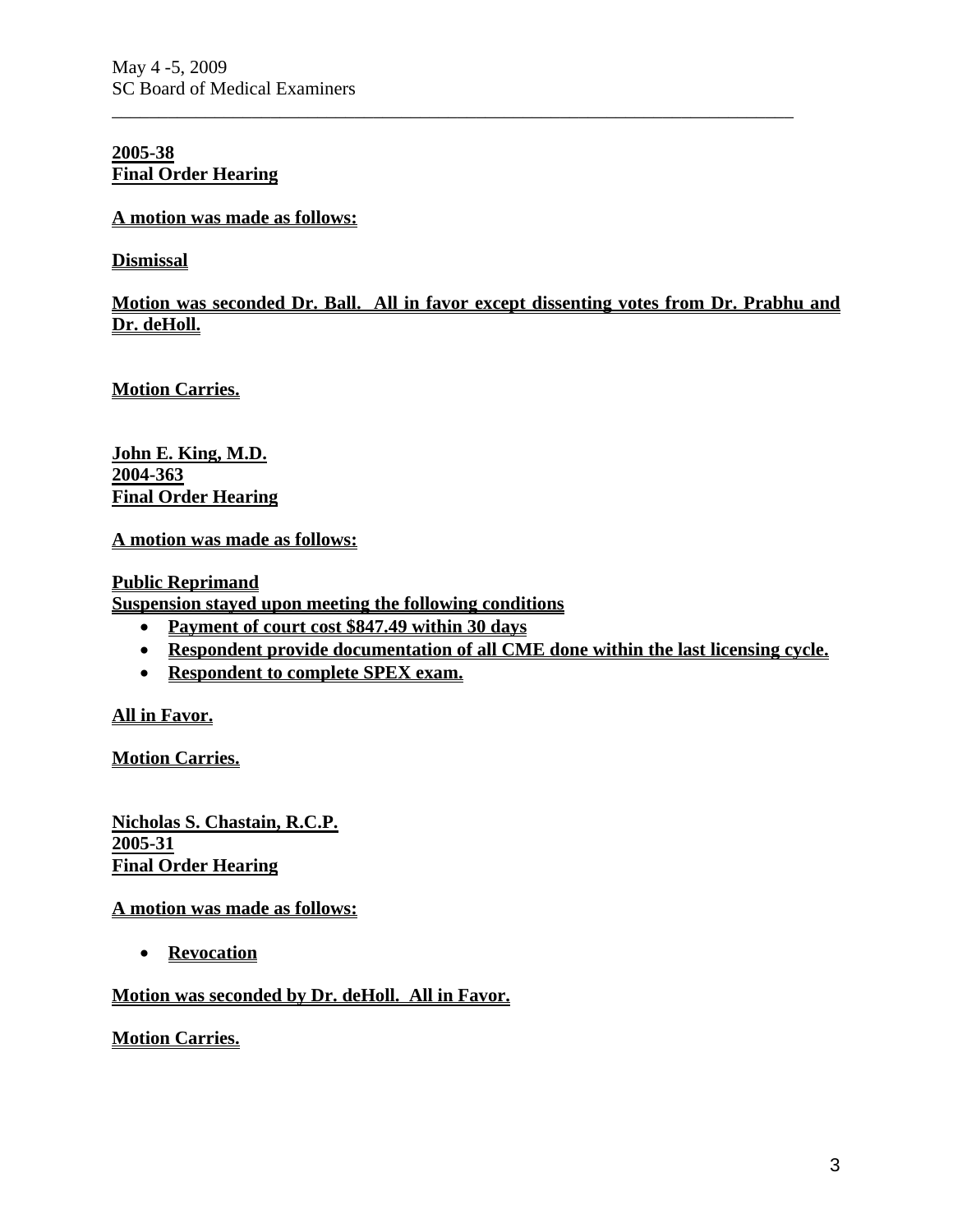**2005-38**
**Final Order Hearing**

**A motion was made as follows:**

**Dismissal**

**Motion was seconded Dr. Ball. All in favor except dissenting votes from Dr. Prabhu and Dr. deHoll.**

**Motion Carries.**

**John E. King, M.D.**
**2004-363**
**Final Order Hearing**

**A motion was made as follows:**

**Public Reprimand**
**Suspension stayed upon meeting the following conditions**

- **Payment of court cost $847.49 within 30 days**
- **Respondent provide documentation of all CME done within the last licensing cycle.**
- **Respondent to complete SPEX exam.**

**All in Favor.**

**Motion Carries.**

**Nicholas S. Chastain, R.C.P.**
**2005-31**
**Final Order Hearing**

**A motion was made as follows:**

- **Revocation**

**Motion was seconded by Dr. deHoll. All in Favor.**

**Motion Carries.**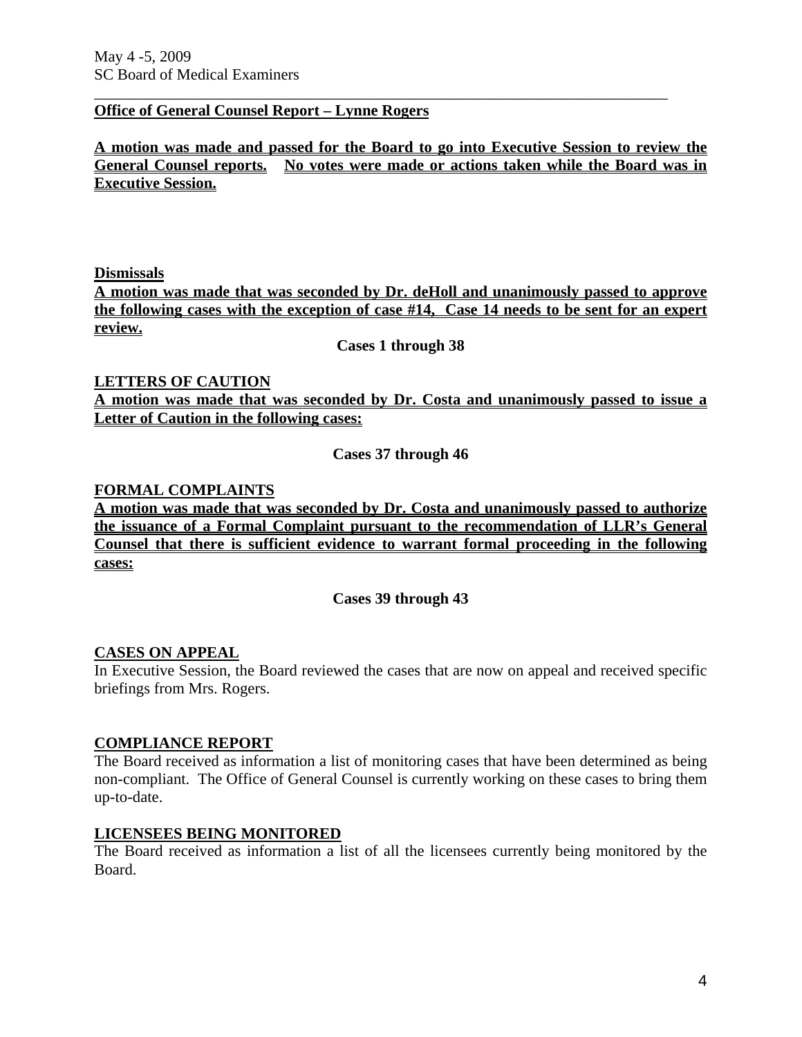## Office of General Counsel Report – Lynne Rogers

**A motion was made and passed for the Board to go into Executive Session to review the General Counsel reports. No votes were made or actions taken while the Board was in Executive Session.**

### Dismissals

**A motion was made that was seconded by Dr. deHoll and unanimously passed to approve the following cases with the exception of case #14, Case 14 needs to be sent for an expert review.**

**Cases 1 through 38**

### LETTERS OF CAUTION

**A motion was made that was seconded by Dr. Costa and unanimously passed to issue a Letter of Caution in the following cases:**

**Cases 37 through 46**

### FORMAL COMPLAINTS

**A motion was made that was seconded by Dr. Costa and unanimously passed to authorize the issuance of a Formal Complaint pursuant to the recommendation of LLR's General Counsel that there is sufficient evidence to warrant formal proceeding in the following cases:**

**Cases 39 through 43**

### CASES ON APPEAL

In Executive Session, the Board reviewed the cases that are now on appeal and received specific briefings from Mrs. Rogers.

### COMPLIANCE REPORT

The Board received as information a list of monitoring cases that have been determined as being non-compliant. The Office of General Counsel is currently working on these cases to bring them up-to-date.

### LICENSEES BEING MONITORED

The Board received as information a list of all the licensees currently being monitored by the Board.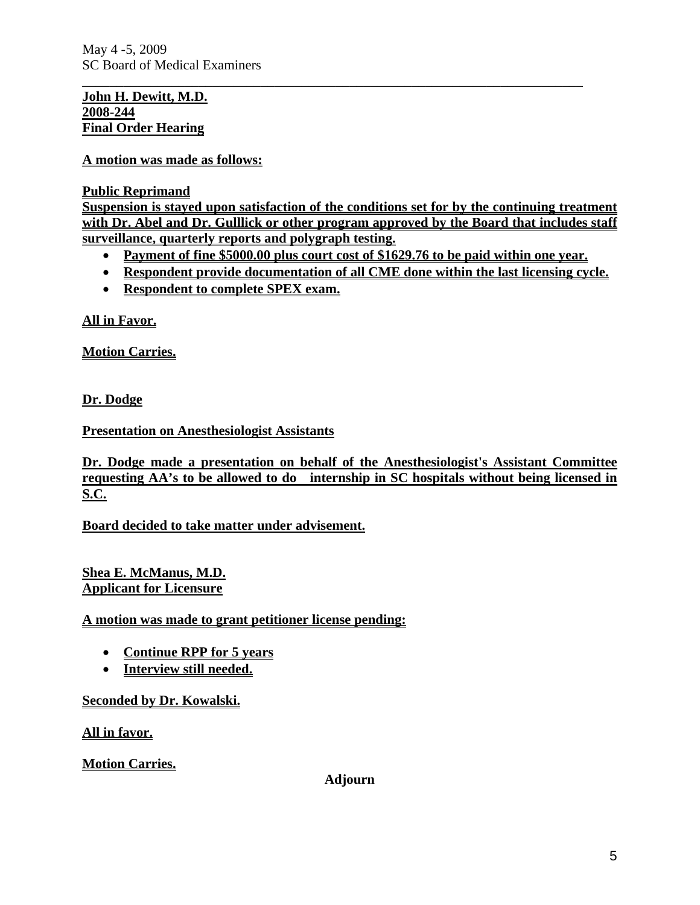**John H. Dewitt, M.D.**
**2008-244**
**Final Order Hearing**

**A motion was made as follows:**

**Public Reprimand**
**Suspension is stayed upon satisfaction of the conditions set for by the continuing treatment with Dr. Abel and Dr. Gulllick or other program approved by the Board that includes staff surveillance, quarterly reports and polygraph testing.**

- **Payment of fine $5000.00 plus court cost of $1629.76 to be paid within one year.**
- **Respondent provide documentation of all CME done within the last licensing cycle.**
- **Respondent to complete SPEX exam.**

**All in Favor.**

**Motion Carries.**

**Dr. Dodge**

**Presentation on Anesthesiologist Assistants**

**Dr. Dodge made a presentation on behalf of the Anesthesiologist's Assistant Committee requesting AA's to be allowed to do internship in SC hospitals without being licensed in S.C.**

**Board decided to take matter under advisement.**

**Shea E. McManus, M.D.**
**Applicant for Licensure**

**A motion was made to grant petitioner license pending:**

- **Continue RPP for 5 years**
- **Interview still needed.**

**Seconded by Dr. Kowalski.**

**All in favor.**

**Motion Carries.**

**Adjourn**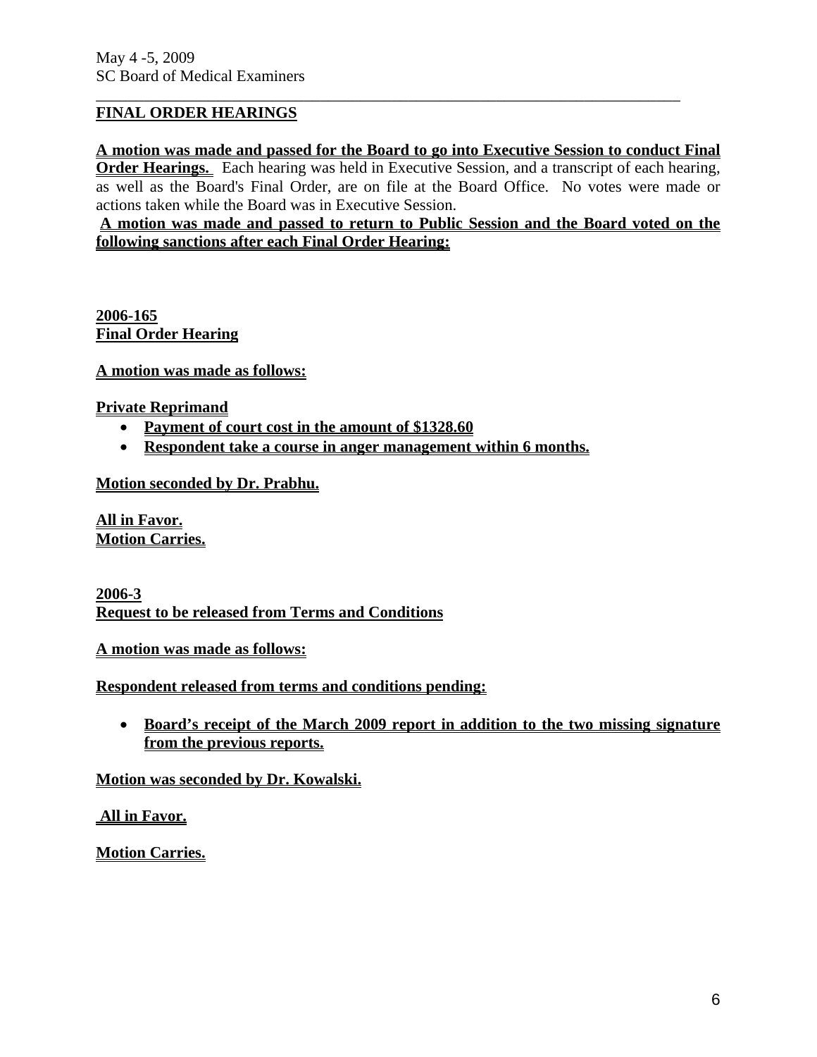## FINAL ORDER HEARINGS

**A motion was made and passed for the Board to go into Executive Session to conduct Final Order Hearings.** Each hearing was held in Executive Session, and a transcript of each hearing, as well as the Board's Final Order, are on file at the Board Office. No votes were made or actions taken while the Board was in Executive Session.

**A motion was made and passed to return to Public Session and the Board voted on the following sanctions after each Final Order Hearing:**

**2006-165**
**Final Order Hearing**

**A motion was made as follows:**

**Private Reprimand**

- **Payment of court cost in the amount of $1328.60**
- **Respondent take a course in anger management within 6 months.**

**Motion seconded by Dr. Prabhu.**

**All in Favor.**
**Motion Carries.**

**2006-3**
**Request to be released from Terms and Conditions**

**A motion was made as follows:**

**Respondent released from terms and conditions pending:**

- **Board's receipt of the March 2009 report in addition to the two missing signature from the previous reports.**

**Motion was seconded by Dr. Kowalski.**

**All in Favor.**

**Motion Carries.**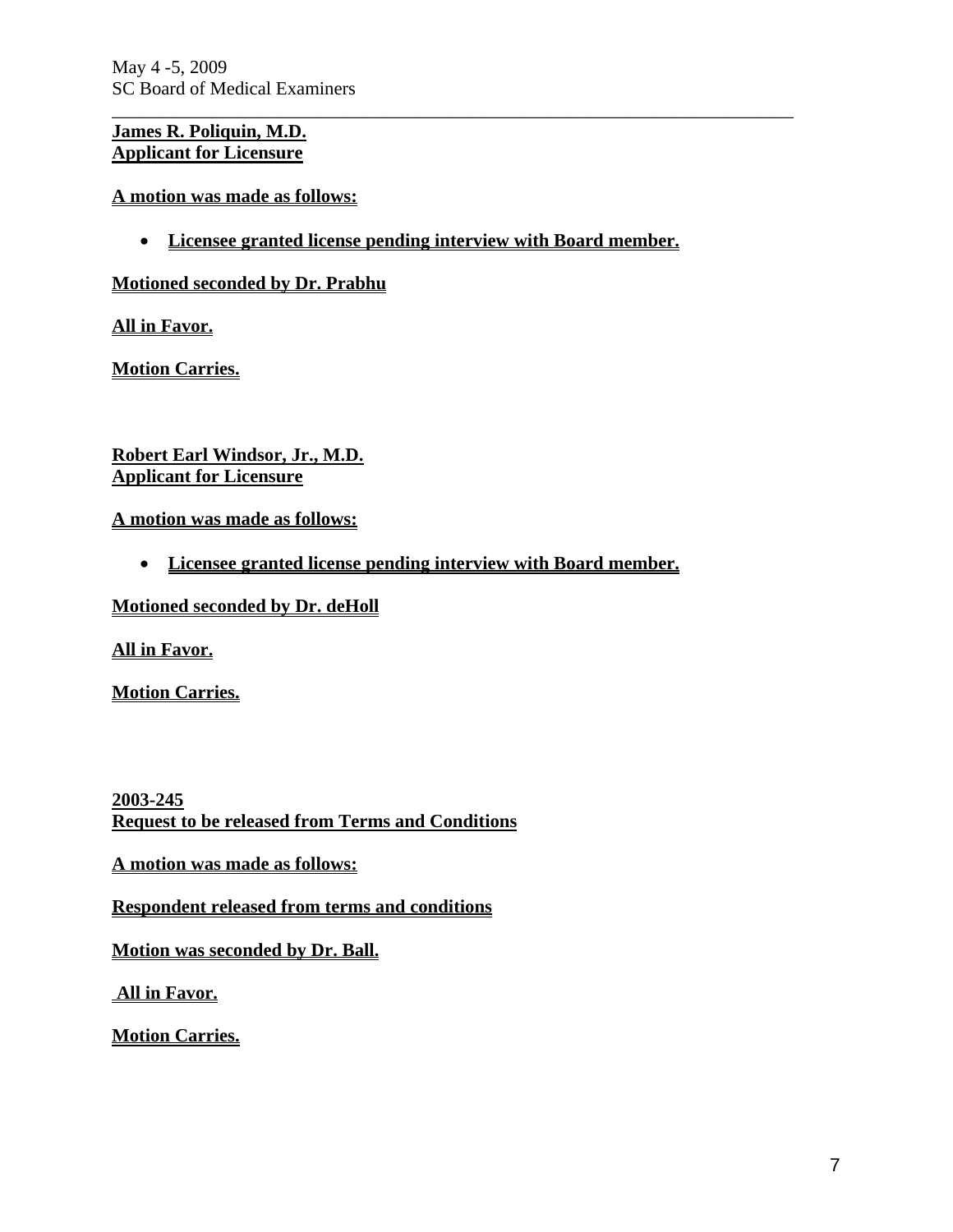**James R. Poliquin, M.D.**
**Applicant for Licensure**

**A motion was made as follows:**

- **Licensee granted license pending interview with Board member.**

**Motioned seconded by Dr. Prabhu**

**All in Favor.**

**Motion Carries.**

**Robert Earl Windsor, Jr., M.D.**
**Applicant for Licensure**

**A motion was made as follows:**

- **Licensee granted license pending interview with Board member.**

**Motioned seconded by Dr. deHoll**

**All in Favor.**

**Motion Carries.**

**2003-245**
**Request to be released from Terms and Conditions**

**A motion was made as follows:**

**Respondent released from terms and conditions**

**Motion was seconded by Dr. Ball.**

**All in Favor.**

**Motion Carries.**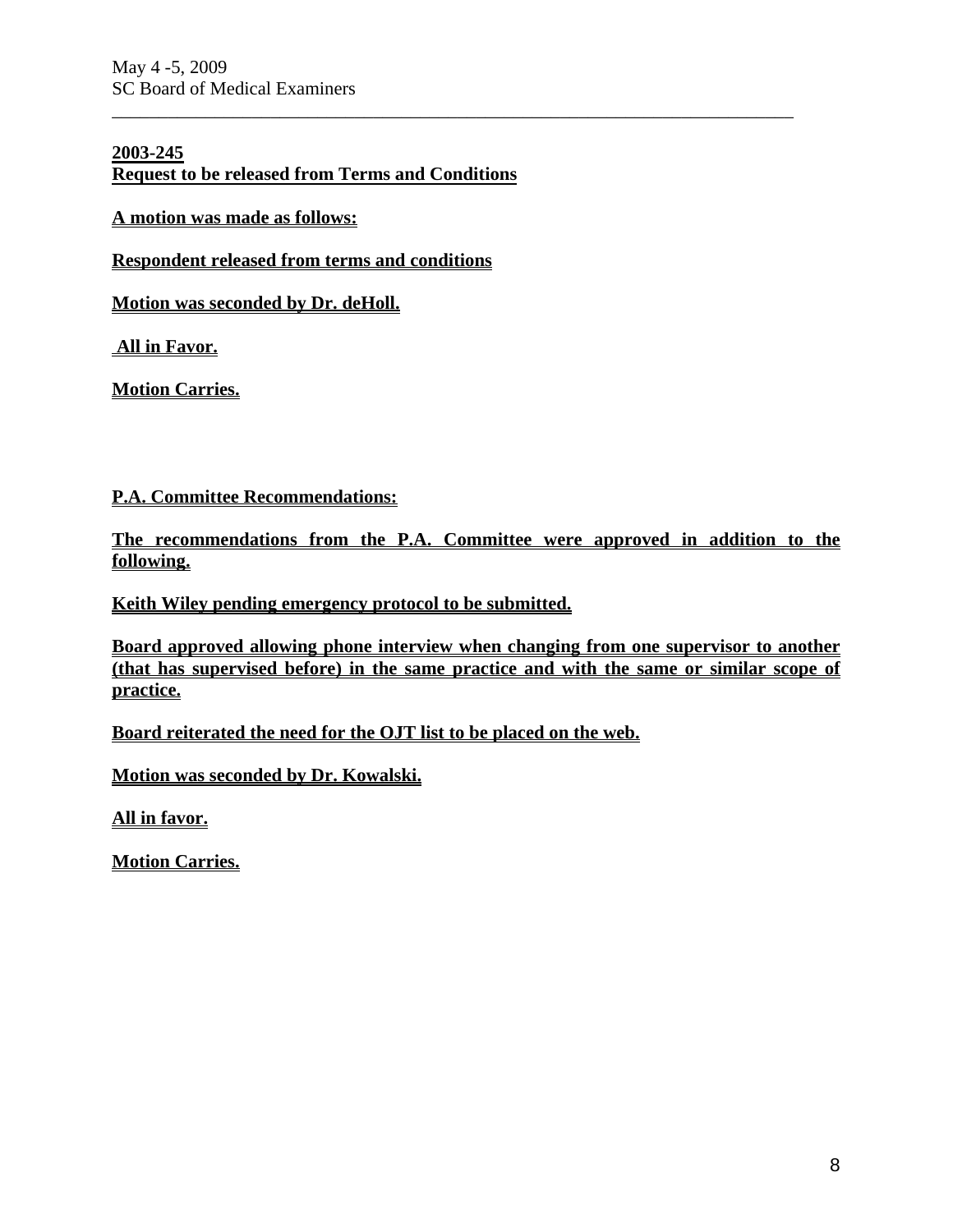**2003-245**
**Request to be released from Terms and Conditions**

**A motion was made as follows:**

**Respondent released from terms and conditions**

**Motion was seconded by Dr. deHoll.**

**All in Favor.**

**Motion Carries.**

**P.A. Committee Recommendations:**

**The recommendations from the P.A. Committee were approved in addition to the following.**

**Keith Wiley pending emergency protocol to be submitted.**

**Board approved allowing phone interview when changing from one supervisor to another (that has supervised before) in the same practice and with the same or similar scope of practice.**

**Board reiterated the need for the OJT list to be placed on the web.**

**Motion was seconded by Dr. Kowalski.**

**All in favor.**

**Motion Carries.**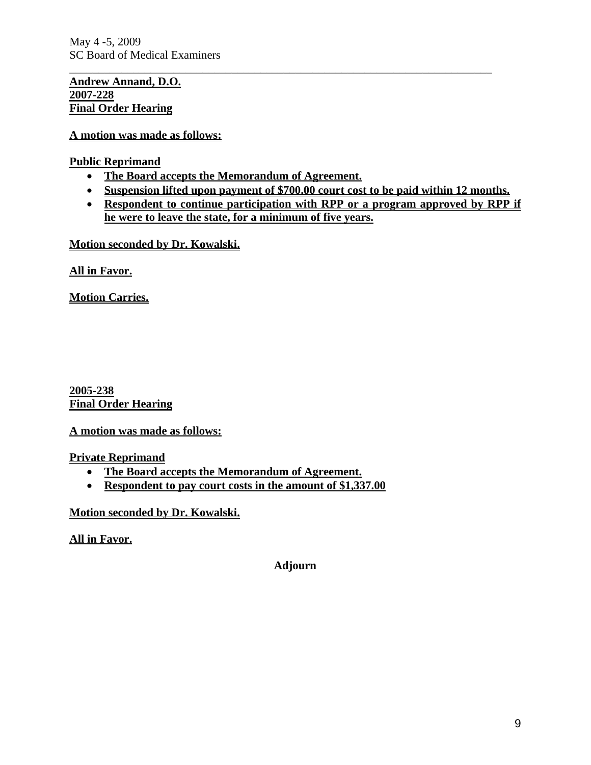**Andrew Annand, D.O.**
**2007-228**
**Final Order Hearing**

**A motion was made as follows:**

**Public Reprimand**

- **The Board accepts the Memorandum of Agreement.**
- **Suspension lifted upon payment of $700.00 court cost to be paid within 12 months.**
- **Respondent to continue participation with RPP or a program approved by RPP if he were to leave the state, for a minimum of five years.**

**Motion seconded by Dr. Kowalski.**

**All in Favor.**

**Motion Carries.**

**2005-238**
**Final Order Hearing**

**A motion was made as follows:**

**Private Reprimand**

- **The Board accepts the Memorandum of Agreement.**
- **Respondent to pay court costs in the amount of $1,337.00**

**Motion seconded by Dr. Kowalski.**

**All in Favor.**

**Adjourn**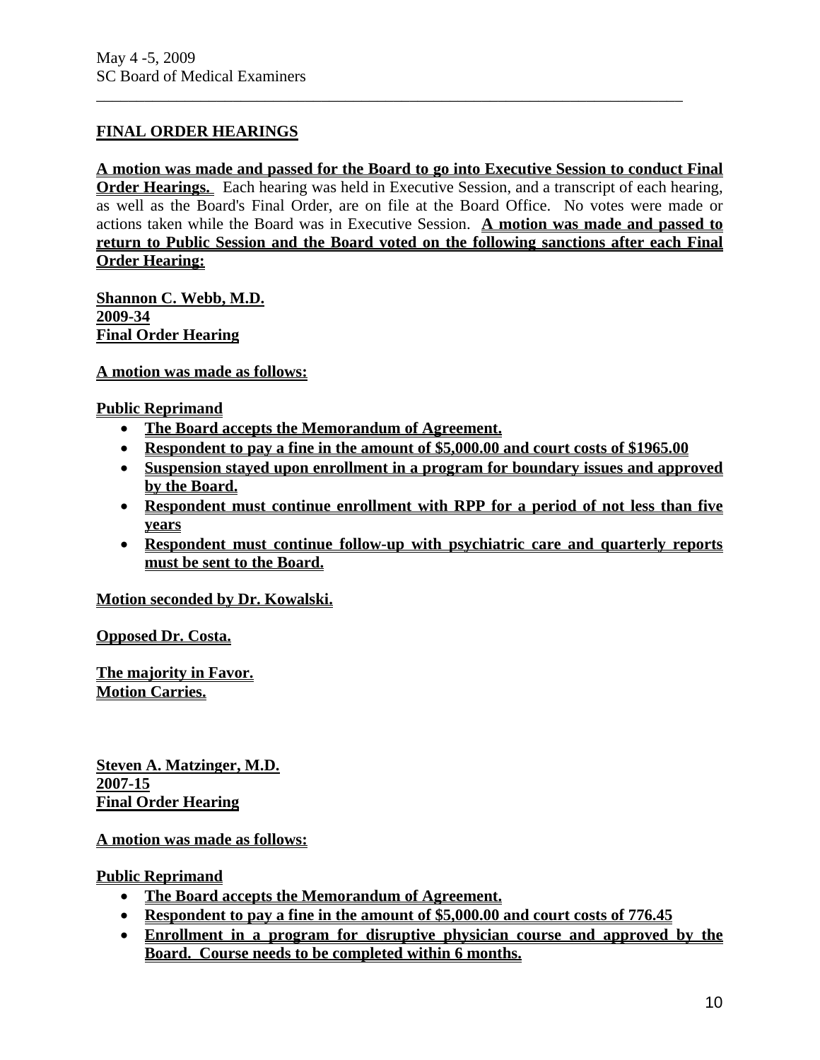## FINAL ORDER HEARINGS

**A motion was made and passed for the Board to go into Executive Session to conduct Final Order Hearings.** Each hearing was held in Executive Session, and a transcript of each hearing, as well as the Board's Final Order, are on file at the Board Office. No votes were made or actions taken while the Board was in Executive Session. **A motion was made and passed to return to Public Session and the Board voted on the following sanctions after each Final Order Hearing:**

**Shannon C. Webb, M.D.**
**2009-34**
**Final Order Hearing**

**A motion was made as follows:**

**Public Reprimand**

- **The Board accepts the Memorandum of Agreement.**
- **Respondent to pay a fine in the amount of $5,000.00 and court costs of $1965.00**
- **Suspension stayed upon enrollment in a program for boundary issues and approved by the Board.**
- **Respondent must continue enrollment with RPP for a period of not less than five years**
- **Respondent must continue follow-up with psychiatric care and quarterly reports must be sent to the Board.**

**Motion seconded by Dr. Kowalski.**

**Opposed Dr. Costa.**

**The majority in Favor.**
**Motion Carries.**

**Steven A. Matzinger, M.D.**
**2007-15**
**Final Order Hearing**

**A motion was made as follows:**

**Public Reprimand**

- **The Board accepts the Memorandum of Agreement.**
- **Respondent to pay a fine in the amount of $5,000.00 and court costs of 776.45**
- **Enrollment in a program for disruptive physician course and approved by the Board. Course needs to be completed within 6 months.**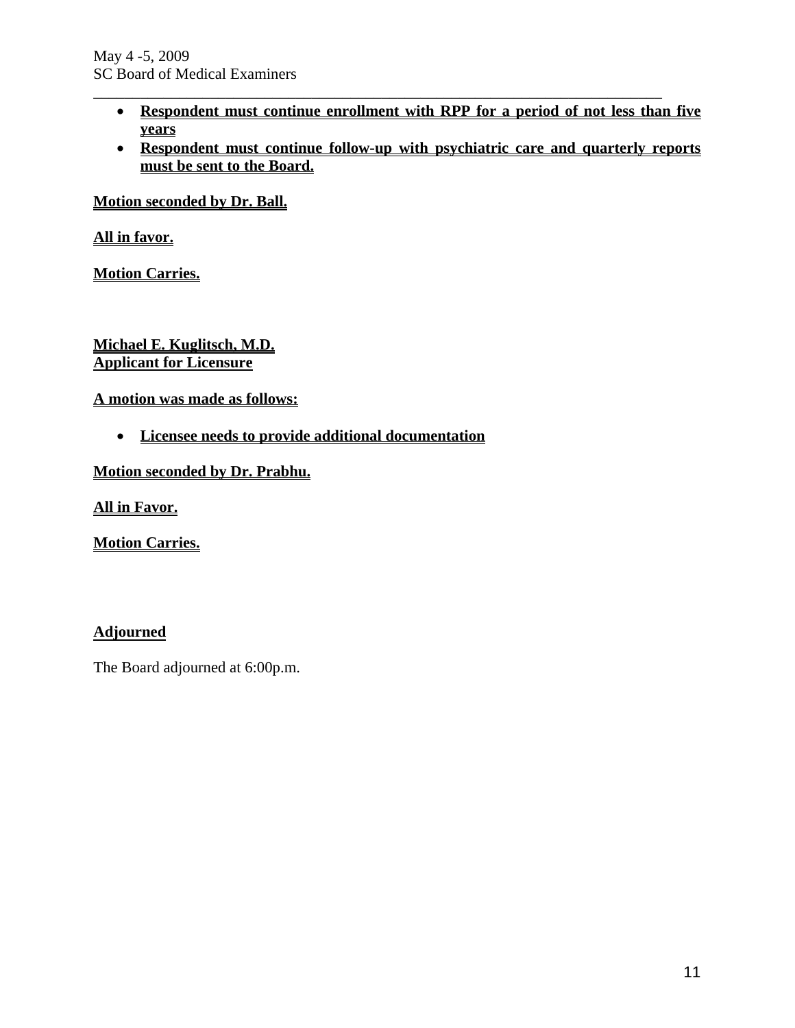- **Respondent must continue enrollment with RPP for a period of not less than five years**
- **Respondent must continue follow-up with psychiatric care and quarterly reports must be sent to the Board.**

**Motion seconded by Dr. Ball.**

**All in favor.**

**Motion Carries.**

**Michael E. Kuglitsch, M.D.**
**Applicant for Licensure**

**A motion was made as follows:**

- **Licensee needs to provide additional documentation**

**Motion seconded by Dr. Prabhu.**

**All in Favor.**

**Motion Carries.**

**Adjourned**

The Board adjourned at 6:00p.m.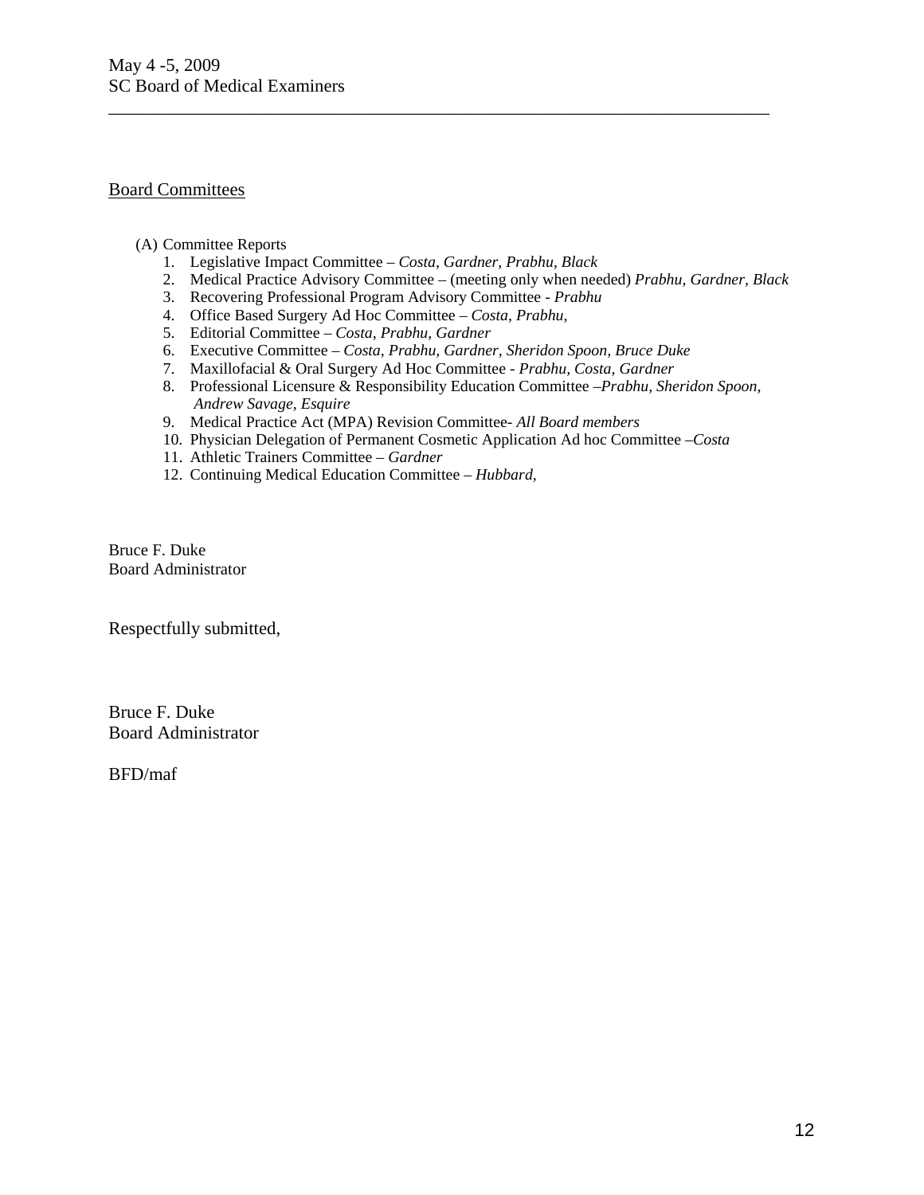## Board Committees

(A) Committee Reports

1. Legislative Impact Committee – *Costa, Gardner, Prabhu, Black*
2. Medical Practice Advisory Committee – (meeting only when needed) *Prabhu, Gardner, Black*
3. Recovering Professional Program Advisory Committee - *Prabhu*
4. Office Based Surgery Ad Hoc Committee – *Costa, Prabhu,*
5. Editorial Committee – *Costa, Prabhu, Gardner*
6. Executive Committee – *Costa, Prabhu, Gardner, Sheridon Spoon, Bruce Duke*
7. Maxillofacial & Oral Surgery Ad Hoc Committee - *Prabhu, Costa, Gardner*
8. Professional Licensure & Responsibility Education Committee –*Prabhu, Sheridon Spoon, Andrew Savage, Esquire*
9. Medical Practice Act (MPA) Revision Committee- *All Board members*
10. Physician Delegation of Permanent Cosmetic Application Ad hoc Committee –*Costa*
11. Athletic Trainers Committee – *Gardner*
12. Continuing Medical Education Committee – *Hubbard,*

Bruce F. Duke
Board Administrator

Respectfully submitted,

Bruce F. Duke
Board Administrator

BFD/maf